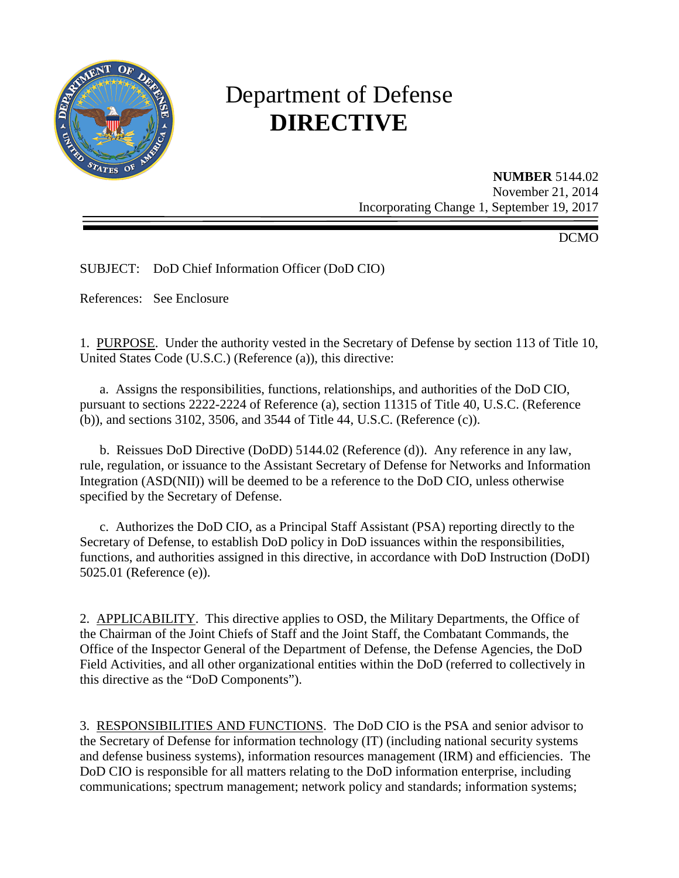# Department of Defense **DIRECTIVE**

**NUMBER** 5144.02
November 21, 2014
Incorporating Change 1, September 19, 2017

DCMO

SUBJECT: DoD Chief Information Officer (DoD CIO)

References: See Enclosure

1. PURPOSE. Under the authority vested in the Secretary of Defense by section 113 of Title 10, United States Code (U.S.C.) (Reference (a)), this directive:

   a. Assigns the responsibilities, functions, relationships, and authorities of the DoD CIO, pursuant to sections 2222-2224 of Reference (a), section 11315 of Title 40, U.S.C. (Reference (b)), and sections 3102, 3506, and 3544 of Title 44, U.S.C. (Reference (c)).

   b. Reissues DoD Directive (DoDD) 5144.02 (Reference (d)). Any reference in any law, rule, regulation, or issuance to the Assistant Secretary of Defense for Networks and Information Integration (ASD(NII)) will be deemed to be a reference to the DoD CIO, unless otherwise specified by the Secretary of Defense.

   c. Authorizes the DoD CIO, as a Principal Staff Assistant (PSA) reporting directly to the Secretary of Defense, to establish DoD policy in DoD issuances within the responsibilities, functions, and authorities assigned in this directive, in accordance with DoD Instruction (DoDI) 5025.01 (Reference (e)).

2. APPLICABILITY. This directive applies to OSD, the Military Departments, the Office of the Chairman of the Joint Chiefs of Staff and the Joint Staff, the Combatant Commands, the Office of the Inspector General of the Department of Defense, the Defense Agencies, the DoD Field Activities, and all other organizational entities within the DoD (referred to collectively in this directive as the "DoD Components").

3. RESPONSIBILITIES AND FUNCTIONS. The DoD CIO is the PSA and senior advisor to the Secretary of Defense for information technology (IT) (including national security systems and defense business systems), information resources management (IRM) and efficiencies. The DoD CIO is responsible for all matters relating to the DoD information enterprise, including communications; spectrum management; network policy and standards; information systems;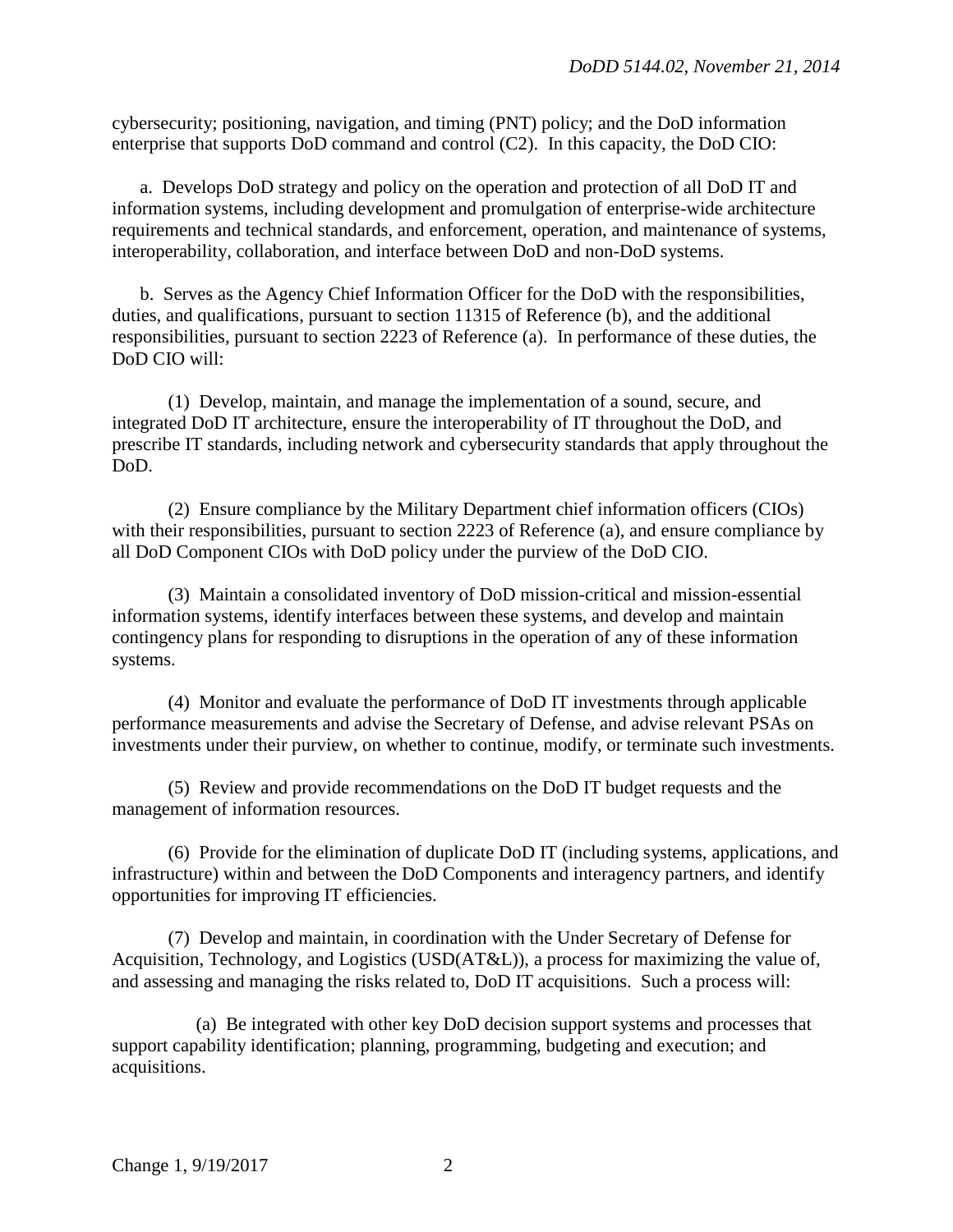cybersecurity; positioning, navigation, and timing (PNT) policy; and the DoD information enterprise that supports DoD command and control (C2). In this capacity, the DoD CIO:

a. Develops DoD strategy and policy on the operation and protection of all DoD IT and information systems, including development and promulgation of enterprise-wide architecture requirements and technical standards, and enforcement, operation, and maintenance of systems, interoperability, collaboration, and interface between DoD and non-DoD systems.

b. Serves as the Agency Chief Information Officer for the DoD with the responsibilities, duties, and qualifications, pursuant to section 11315 of Reference (b), and the additional responsibilities, pursuant to section 2223 of Reference (a). In performance of these duties, the DoD CIO will:

(1) Develop, maintain, and manage the implementation of a sound, secure, and integrated DoD IT architecture, ensure the interoperability of IT throughout the DoD, and prescribe IT standards, including network and cybersecurity standards that apply throughout the DoD.

(2) Ensure compliance by the Military Department chief information officers (CIOs) with their responsibilities, pursuant to section 2223 of Reference (a), and ensure compliance by all DoD Component CIOs with DoD policy under the purview of the DoD CIO.

(3) Maintain a consolidated inventory of DoD mission-critical and mission-essential information systems, identify interfaces between these systems, and develop and maintain contingency plans for responding to disruptions in the operation of any of these information systems.

(4) Monitor and evaluate the performance of DoD IT investments through applicable performance measurements and advise the Secretary of Defense, and advise relevant PSAs on investments under their purview, on whether to continue, modify, or terminate such investments.

(5) Review and provide recommendations on the DoD IT budget requests and the management of information resources.

(6) Provide for the elimination of duplicate DoD IT (including systems, applications, and infrastructure) within and between the DoD Components and interagency partners, and identify opportunities for improving IT efficiencies.

(7) Develop and maintain, in coordination with the Under Secretary of Defense for Acquisition, Technology, and Logistics (USD(AT&L)), a process for maximizing the value of, and assessing and managing the risks related to, DoD IT acquisitions. Such a process will:

(a) Be integrated with other key DoD decision support systems and processes that support capability identification; planning, programming, budgeting and execution; and acquisitions.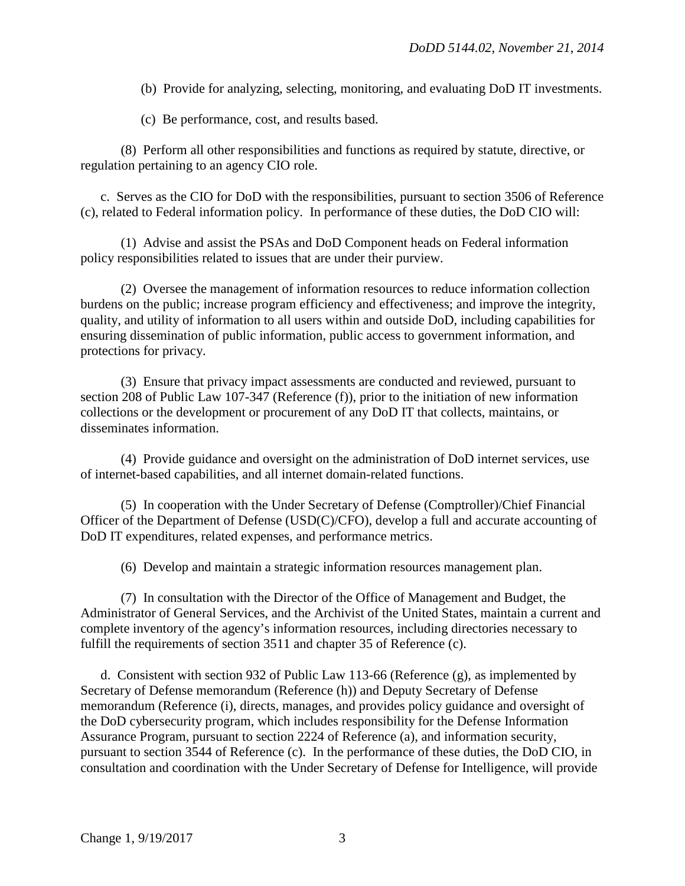(b) Provide for analyzing, selecting, monitoring, and evaluating DoD IT investments.

(c) Be performance, cost, and results based.

(8) Perform all other responsibilities and functions as required by statute, directive, or regulation pertaining to an agency CIO role.

c. Serves as the CIO for DoD with the responsibilities, pursuant to section 3506 of Reference (c), related to Federal information policy. In performance of these duties, the DoD CIO will:

(1) Advise and assist the PSAs and DoD Component heads on Federal information policy responsibilities related to issues that are under their purview.

(2) Oversee the management of information resources to reduce information collection burdens on the public; increase program efficiency and effectiveness; and improve the integrity, quality, and utility of information to all users within and outside DoD, including capabilities for ensuring dissemination of public information, public access to government information, and protections for privacy.

(3) Ensure that privacy impact assessments are conducted and reviewed, pursuant to section 208 of Public Law 107-347 (Reference (f)), prior to the initiation of new information collections or the development or procurement of any DoD IT that collects, maintains, or disseminates information.

(4) Provide guidance and oversight on the administration of DoD internet services, use of internet-based capabilities, and all internet domain-related functions.

(5) In cooperation with the Under Secretary of Defense (Comptroller)/Chief Financial Officer of the Department of Defense (USD(C)/CFO), develop a full and accurate accounting of DoD IT expenditures, related expenses, and performance metrics.

(6) Develop and maintain a strategic information resources management plan.

(7) In consultation with the Director of the Office of Management and Budget, the Administrator of General Services, and the Archivist of the United States, maintain a current and complete inventory of the agency's information resources, including directories necessary to fulfill the requirements of section 3511 and chapter 35 of Reference (c).

d. Consistent with section 932 of Public Law 113-66 (Reference (g), as implemented by Secretary of Defense memorandum (Reference (h)) and Deputy Secretary of Defense memorandum (Reference (i), directs, manages, and provides policy guidance and oversight of the DoD cybersecurity program, which includes responsibility for the Defense Information Assurance Program, pursuant to section 2224 of Reference (a), and information security, pursuant to section 3544 of Reference (c). In the performance of these duties, the DoD CIO, in consultation and coordination with the Under Secretary of Defense for Intelligence, will provide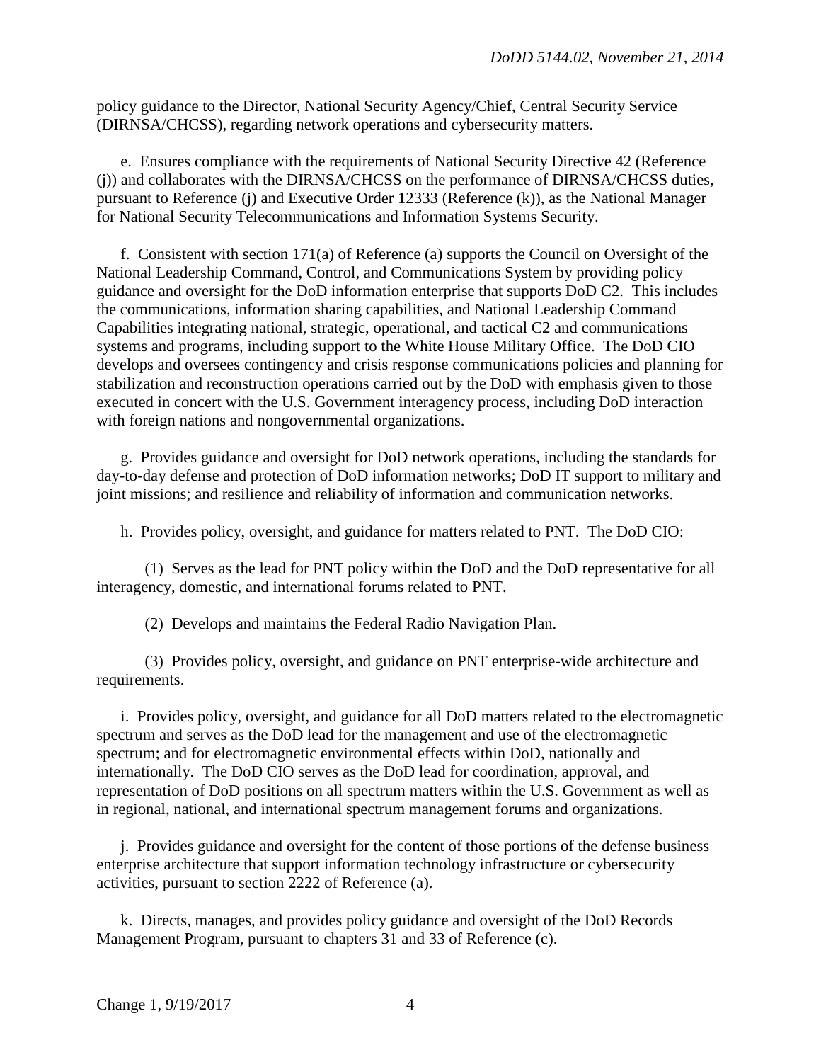policy guidance to the Director, National Security Agency/Chief, Central Security Service (DIRNSA/CHCSS), regarding network operations and cybersecurity matters.

e. Ensures compliance with the requirements of National Security Directive 42 (Reference (j)) and collaborates with the DIRNSA/CHCSS on the performance of DIRNSA/CHCSS duties, pursuant to Reference (j) and Executive Order 12333 (Reference (k)), as the National Manager for National Security Telecommunications and Information Systems Security.

f. Consistent with section 171(a) of Reference (a) supports the Council on Oversight of the National Leadership Command, Control, and Communications System by providing policy guidance and oversight for the DoD information enterprise that supports DoD C2. This includes the communications, information sharing capabilities, and National Leadership Command Capabilities integrating national, strategic, operational, and tactical C2 and communications systems and programs, including support to the White House Military Office. The DoD CIO develops and oversees contingency and crisis response communications policies and planning for stabilization and reconstruction operations carried out by the DoD with emphasis given to those executed in concert with the U.S. Government interagency process, including DoD interaction with foreign nations and nongovernmental organizations.

g. Provides guidance and oversight for DoD network operations, including the standards for day-to-day defense and protection of DoD information networks; DoD IT support to military and joint missions; and resilience and reliability of information and communication networks.

h. Provides policy, oversight, and guidance for matters related to PNT. The DoD CIO:

(1) Serves as the lead for PNT policy within the DoD and the DoD representative for all interagency, domestic, and international forums related to PNT.

(2) Develops and maintains the Federal Radio Navigation Plan.

(3) Provides policy, oversight, and guidance on PNT enterprise-wide architecture and requirements.

i. Provides policy, oversight, and guidance for all DoD matters related to the electromagnetic spectrum and serves as the DoD lead for the management and use of the electromagnetic spectrum; and for electromagnetic environmental effects within DoD, nationally and internationally. The DoD CIO serves as the DoD lead for coordination, approval, and representation of DoD positions on all spectrum matters within the U.S. Government as well as in regional, national, and international spectrum management forums and organizations.

j. Provides guidance and oversight for the content of those portions of the defense business enterprise architecture that support information technology infrastructure or cybersecurity activities, pursuant to section 2222 of Reference (a).

k. Directs, manages, and provides policy guidance and oversight of the DoD Records Management Program, pursuant to chapters 31 and 33 of Reference (c).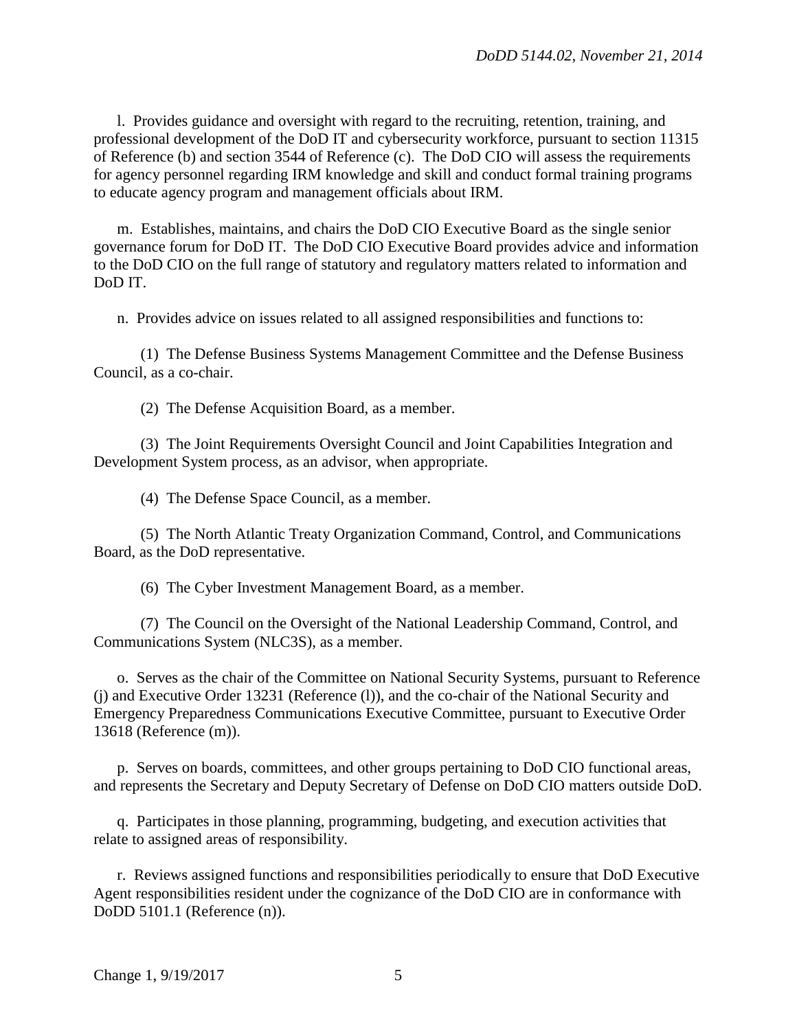l. Provides guidance and oversight with regard to the recruiting, retention, training, and professional development of the DoD IT and cybersecurity workforce, pursuant to section 11315 of Reference (b) and section 3544 of Reference (c). The DoD CIO will assess the requirements for agency personnel regarding IRM knowledge and skill and conduct formal training programs to educate agency program and management officials about IRM.

m. Establishes, maintains, and chairs the DoD CIO Executive Board as the single senior governance forum for DoD IT. The DoD CIO Executive Board provides advice and information to the DoD CIO on the full range of statutory and regulatory matters related to information and DoD IT.

n. Provides advice on issues related to all assigned responsibilities and functions to:

(1) The Defense Business Systems Management Committee and the Defense Business Council, as a co-chair.

(2) The Defense Acquisition Board, as a member.

(3) The Joint Requirements Oversight Council and Joint Capabilities Integration and Development System process, as an advisor, when appropriate.

(4) The Defense Space Council, as a member.

(5) The North Atlantic Treaty Organization Command, Control, and Communications Board, as the DoD representative.

(6) The Cyber Investment Management Board, as a member.

(7) The Council on the Oversight of the National Leadership Command, Control, and Communications System (NLC3S), as a member.

o. Serves as the chair of the Committee on National Security Systems, pursuant to Reference (j) and Executive Order 13231 (Reference (l)), and the co-chair of the National Security and Emergency Preparedness Communications Executive Committee, pursuant to Executive Order 13618 (Reference (m)).

p. Serves on boards, committees, and other groups pertaining to DoD CIO functional areas, and represents the Secretary and Deputy Secretary of Defense on DoD CIO matters outside DoD.

q. Participates in those planning, programming, budgeting, and execution activities that relate to assigned areas of responsibility.

r. Reviews assigned functions and responsibilities periodically to ensure that DoD Executive Agent responsibilities resident under the cognizance of the DoD CIO are in conformance with DoDD 5101.1 (Reference (n)).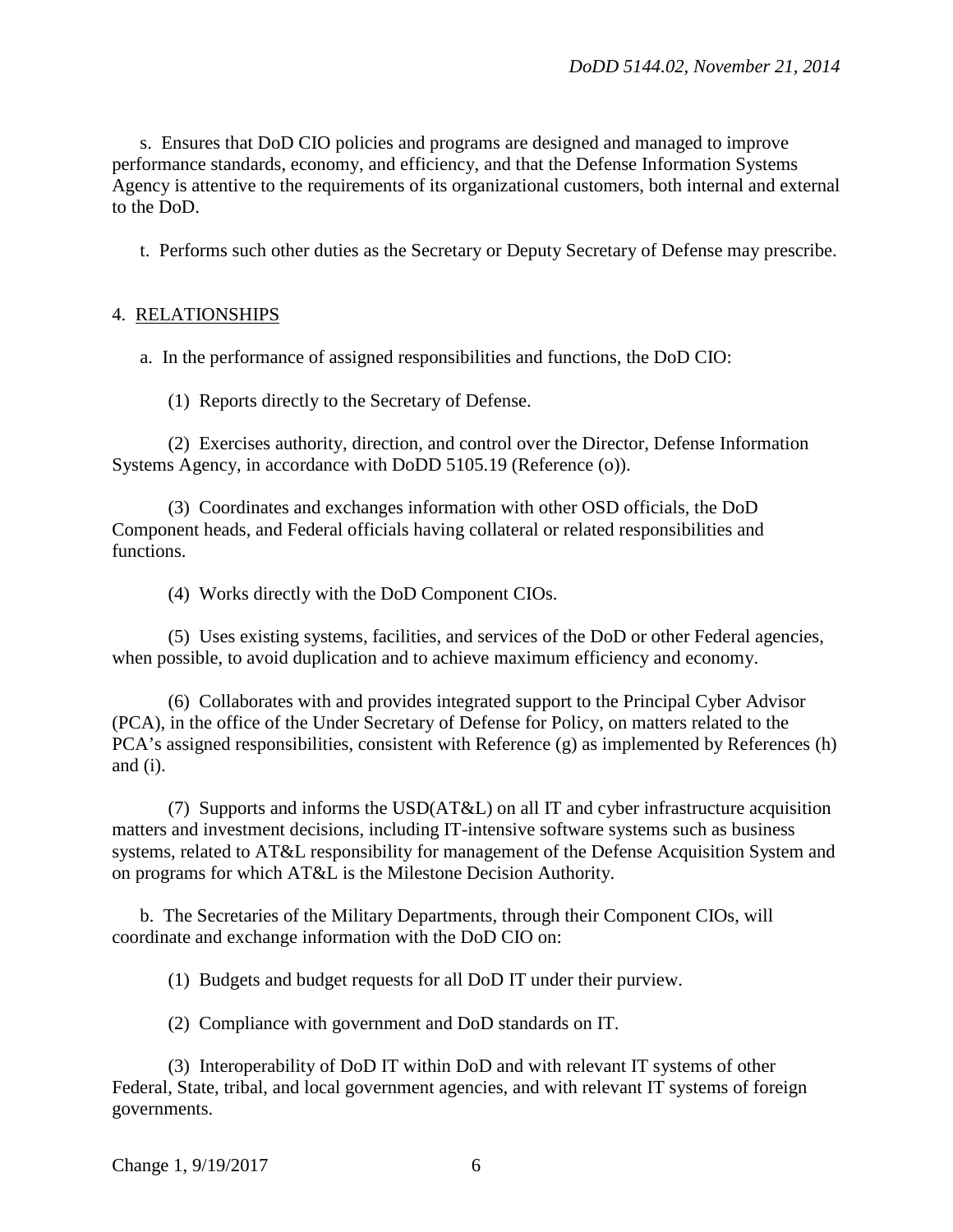s. Ensures that DoD CIO policies and programs are designed and managed to improve performance standards, economy, and efficiency, and that the Defense Information Systems Agency is attentive to the requirements of its organizational customers, both internal and external to the DoD.

t. Performs such other duties as the Secretary or Deputy Secretary of Defense may prescribe.

## 4. RELATIONSHIPS

a. In the performance of assigned responsibilities and functions, the DoD CIO:

(1) Reports directly to the Secretary of Defense.

(2) Exercises authority, direction, and control over the Director, Defense Information Systems Agency, in accordance with DoDD 5105.19 (Reference (o)).

(3) Coordinates and exchanges information with other OSD officials, the DoD Component heads, and Federal officials having collateral or related responsibilities and functions.

(4) Works directly with the DoD Component CIOs.

(5) Uses existing systems, facilities, and services of the DoD or other Federal agencies, when possible, to avoid duplication and to achieve maximum efficiency and economy.

(6) Collaborates with and provides integrated support to the Principal Cyber Advisor (PCA), in the office of the Under Secretary of Defense for Policy, on matters related to the PCA's assigned responsibilities, consistent with Reference (g) as implemented by References (h) and (i).

(7) Supports and informs the USD(AT&L) on all IT and cyber infrastructure acquisition matters and investment decisions, including IT-intensive software systems such as business systems, related to AT&L responsibility for management of the Defense Acquisition System and on programs for which AT&L is the Milestone Decision Authority.

b. The Secretaries of the Military Departments, through their Component CIOs, will coordinate and exchange information with the DoD CIO on:

(1) Budgets and budget requests for all DoD IT under their purview.

(2) Compliance with government and DoD standards on IT.

(3) Interoperability of DoD IT within DoD and with relevant IT systems of other Federal, State, tribal, and local government agencies, and with relevant IT systems of foreign governments.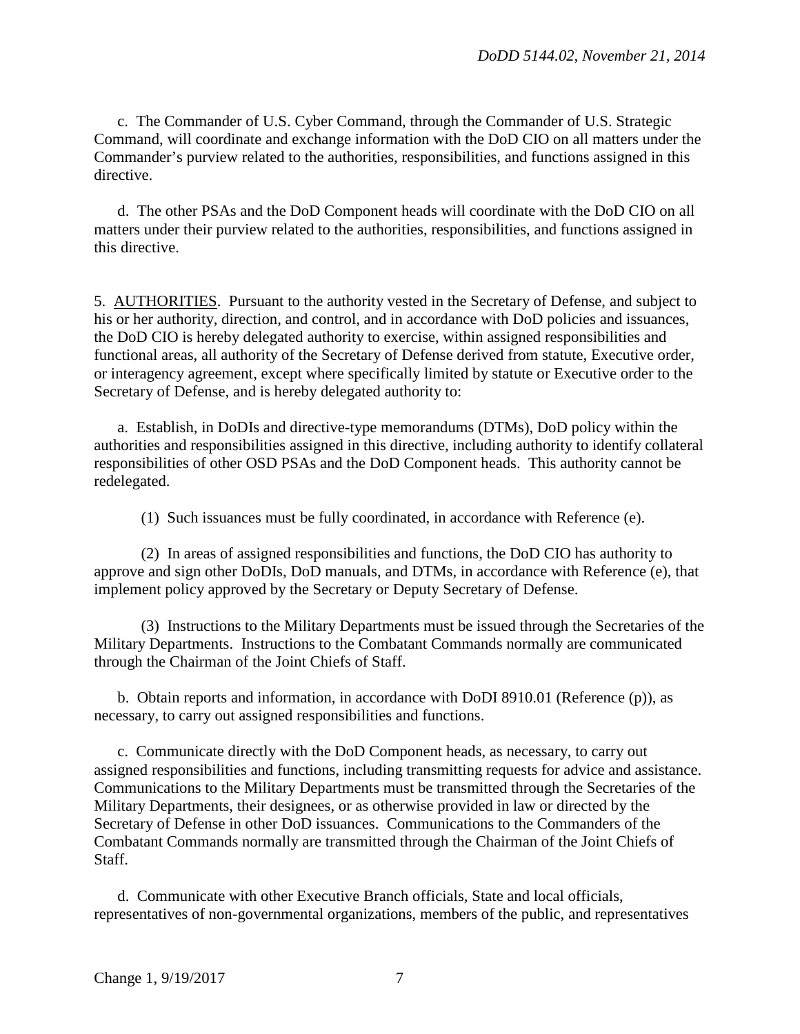c. The Commander of U.S. Cyber Command, through the Commander of U.S. Strategic Command, will coordinate and exchange information with the DoD CIO on all matters under the Commander's purview related to the authorities, responsibilities, and functions assigned in this directive.

d. The other PSAs and the DoD Component heads will coordinate with the DoD CIO on all matters under their purview related to the authorities, responsibilities, and functions assigned in this directive.

5. AUTHORITIES. Pursuant to the authority vested in the Secretary of Defense, and subject to his or her authority, direction, and control, and in accordance with DoD policies and issuances, the DoD CIO is hereby delegated authority to exercise, within assigned responsibilities and functional areas, all authority of the Secretary of Defense derived from statute, Executive order, or interagency agreement, except where specifically limited by statute or Executive order to the Secretary of Defense, and is hereby delegated authority to:

a. Establish, in DoDIs and directive-type memorandums (DTMs), DoD policy within the authorities and responsibilities assigned in this directive, including authority to identify collateral responsibilities of other OSD PSAs and the DoD Component heads. This authority cannot be redelegated.

(1) Such issuances must be fully coordinated, in accordance with Reference (e).

(2) In areas of assigned responsibilities and functions, the DoD CIO has authority to approve and sign other DoDIs, DoD manuals, and DTMs, in accordance with Reference (e), that implement policy approved by the Secretary or Deputy Secretary of Defense.

(3) Instructions to the Military Departments must be issued through the Secretaries of the Military Departments. Instructions to the Combatant Commands normally are communicated through the Chairman of the Joint Chiefs of Staff.

b. Obtain reports and information, in accordance with DoDI 8910.01 (Reference (p)), as necessary, to carry out assigned responsibilities and functions.

c. Communicate directly with the DoD Component heads, as necessary, to carry out assigned responsibilities and functions, including transmitting requests for advice and assistance. Communications to the Military Departments must be transmitted through the Secretaries of the Military Departments, their designees, or as otherwise provided in law or directed by the Secretary of Defense in other DoD issuances. Communications to the Commanders of the Combatant Commands normally are transmitted through the Chairman of the Joint Chiefs of Staff.

d. Communicate with other Executive Branch officials, State and local officials, representatives of non-governmental organizations, members of the public, and representatives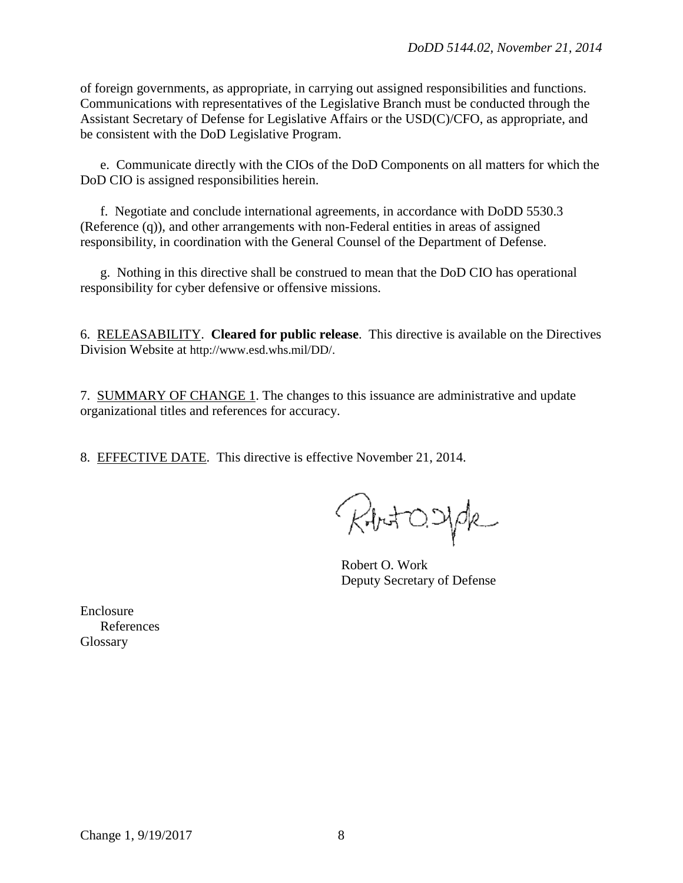of foreign governments, as appropriate, in carrying out assigned responsibilities and functions. Communications with representatives of the Legislative Branch must be conducted through the Assistant Secretary of Defense for Legislative Affairs or the USD(C)/CFO, as appropriate, and be consistent with the DoD Legislative Program.

e. Communicate directly with the CIOs of the DoD Components on all matters for which the DoD CIO is assigned responsibilities herein.

f. Negotiate and conclude international agreements, in accordance with DoDD 5530.3 (Reference (q)), and other arrangements with non-Federal entities in areas of assigned responsibility, in coordination with the General Counsel of the Department of Defense.

g. Nothing in this directive shall be construed to mean that the DoD CIO has operational responsibility for cyber defensive or offensive missions.

6. RELEASABILITY. **Cleared for public release**. This directive is available on the Directives Division Website at http://www.esd.whs.mil/DD/.

7. SUMMARY OF CHANGE 1. The changes to this issuance are administrative and update organizational titles and references for accuracy.

8. EFFECTIVE DATE. This directive is effective November 21, 2014.

Robert O. Work
Deputy Secretary of Defense

Enclosure
References
Glossary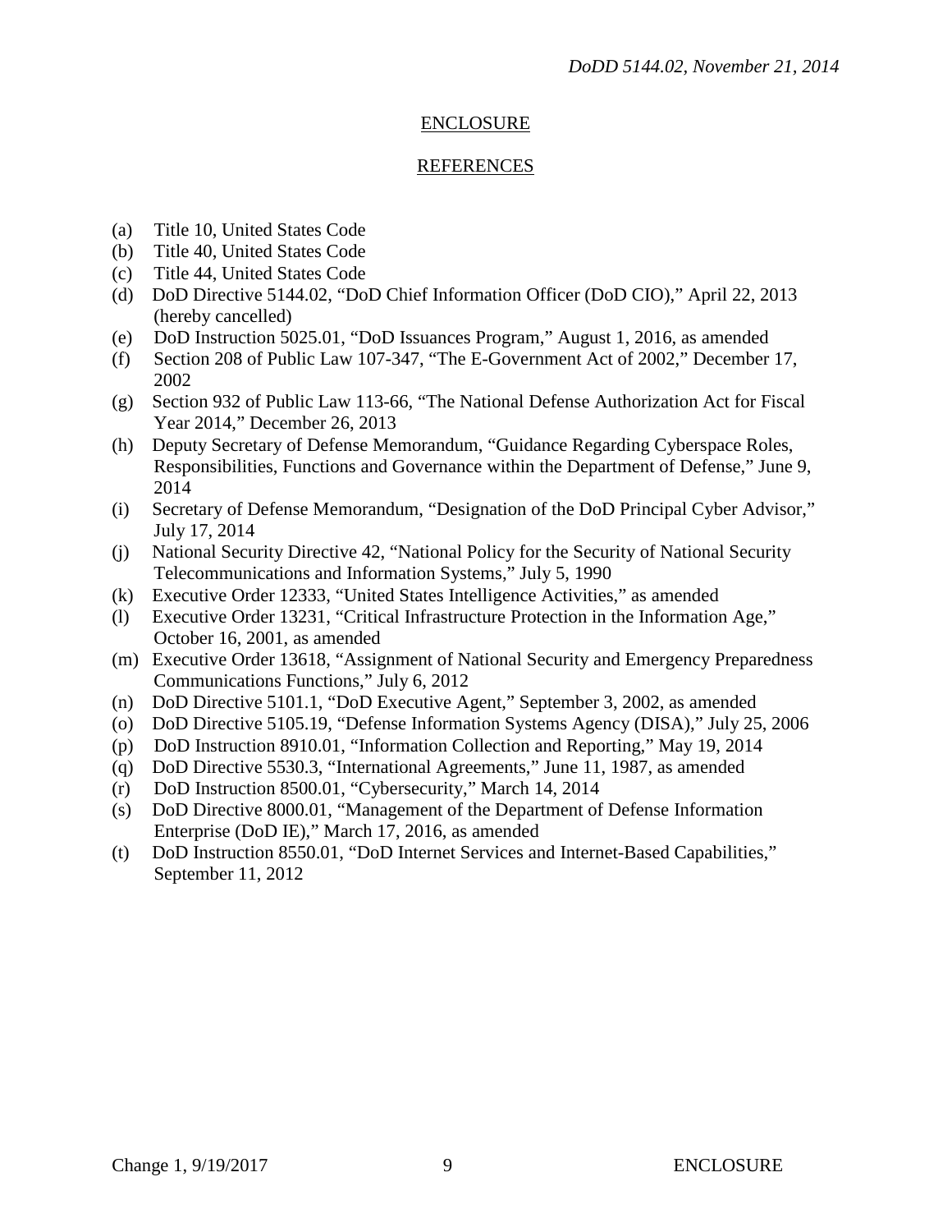## ENCLOSURE

## REFERENCES

(a) Title 10, United States Code
(b) Title 40, United States Code
(c) Title 44, United States Code
(d) DoD Directive 5144.02, "DoD Chief Information Officer (DoD CIO)," April 22, 2013 (hereby cancelled)
(e) DoD Instruction 5025.01, "DoD Issuances Program," August 1, 2016, as amended
(f) Section 208 of Public Law 107-347, "The E-Government Act of 2002," December 17, 2002
(g) Section 932 of Public Law 113-66, "The National Defense Authorization Act for Fiscal Year 2014," December 26, 2013
(h) Deputy Secretary of Defense Memorandum, "Guidance Regarding Cyberspace Roles, Responsibilities, Functions and Governance within the Department of Defense," June 9, 2014
(i) Secretary of Defense Memorandum, "Designation of the DoD Principal Cyber Advisor," July 17, 2014
(j) National Security Directive 42, "National Policy for the Security of National Security Telecommunications and Information Systems," July 5, 1990
(k) Executive Order 12333, "United States Intelligence Activities," as amended
(l) Executive Order 13231, "Critical Infrastructure Protection in the Information Age," October 16, 2001, as amended
(m) Executive Order 13618, "Assignment of National Security and Emergency Preparedness Communications Functions," July 6, 2012
(n) DoD Directive 5101.1, "DoD Executive Agent," September 3, 2002, as amended
(o) DoD Directive 5105.19, "Defense Information Systems Agency (DISA)," July 25, 2006
(p) DoD Instruction 8910.01, "Information Collection and Reporting," May 19, 2014
(q) DoD Directive 5530.3, "International Agreements," June 11, 1987, as amended
(r) DoD Instruction 8500.01, "Cybersecurity," March 14, 2014
(s) DoD Directive 8000.01, "Management of the Department of Defense Information Enterprise (DoD IE)," March 17, 2016, as amended
(t) DoD Instruction 8550.01, "DoD Internet Services and Internet-Based Capabilities," September 11, 2012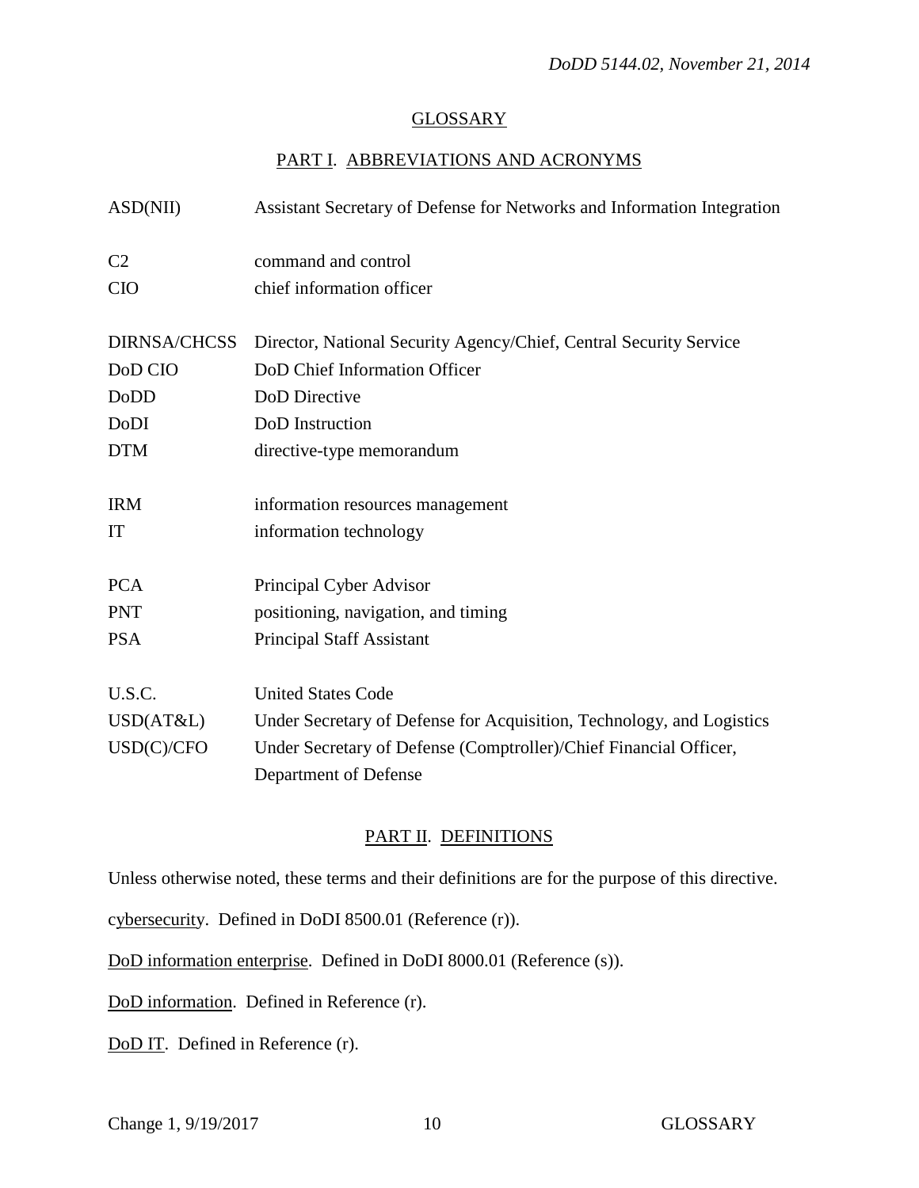## GLOSSARY

### PART I. ABBREVIATIONS AND ACRONYMS

| | |
|---|---|
| ASD(NII) | Assistant Secretary of Defense for Networks and Information Integration |
| C2 | command and control |
| CIO | chief information officer |
| DIRNSA/CHCSS | Director, National Security Agency/Chief, Central Security Service |
| DoD CIO | DoD Chief Information Officer |
| DoDD | DoD Directive |
| DoDI | DoD Instruction |
| DTM | directive-type memorandum |
| IRM | information resources management |
| IT | information technology |
| PCA | Principal Cyber Advisor |
| PNT | positioning, navigation, and timing |
| PSA | Principal Staff Assistant |
| U.S.C. | United States Code |
| USD(AT&L) | Under Secretary of Defense for Acquisition, Technology, and Logistics |
| USD(C)/CFO | Under Secretary of Defense (Comptroller)/Chief Financial Officer, Department of Defense |

### PART II. DEFINITIONS

Unless otherwise noted, these terms and their definitions are for the purpose of this directive.

cybersecurity. Defined in DoDI 8500.01 (Reference (r)).

DoD information enterprise. Defined in DoDI 8000.01 (Reference (s)).

DoD information. Defined in Reference (r).

DoD IT. Defined in Reference (r).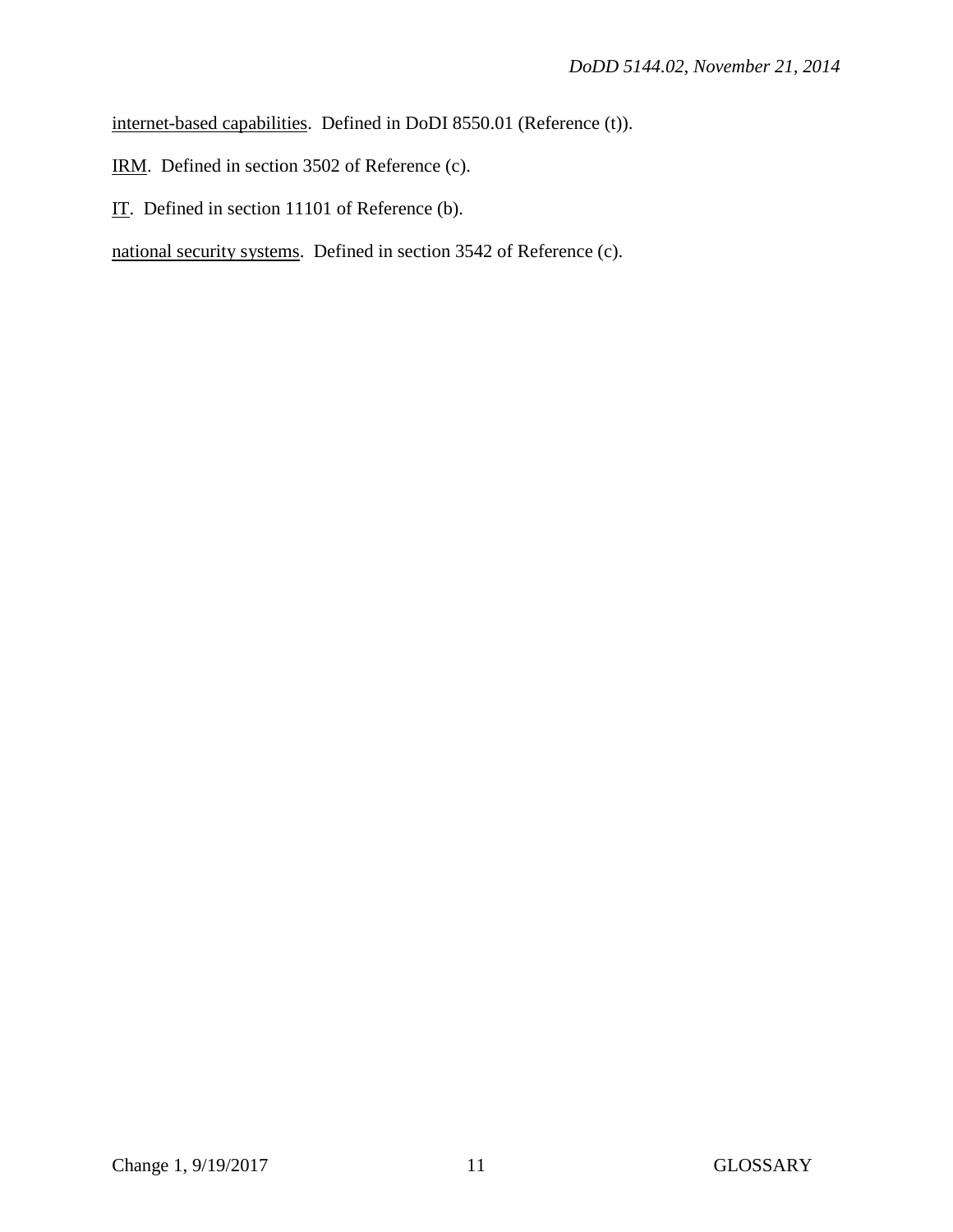internet-based capabilities. Defined in DoDI 8550.01 (Reference (t)).

IRM. Defined in section 3502 of Reference (c).

IT. Defined in section 11101 of Reference (b).

national security systems. Defined in section 3542 of Reference (c).